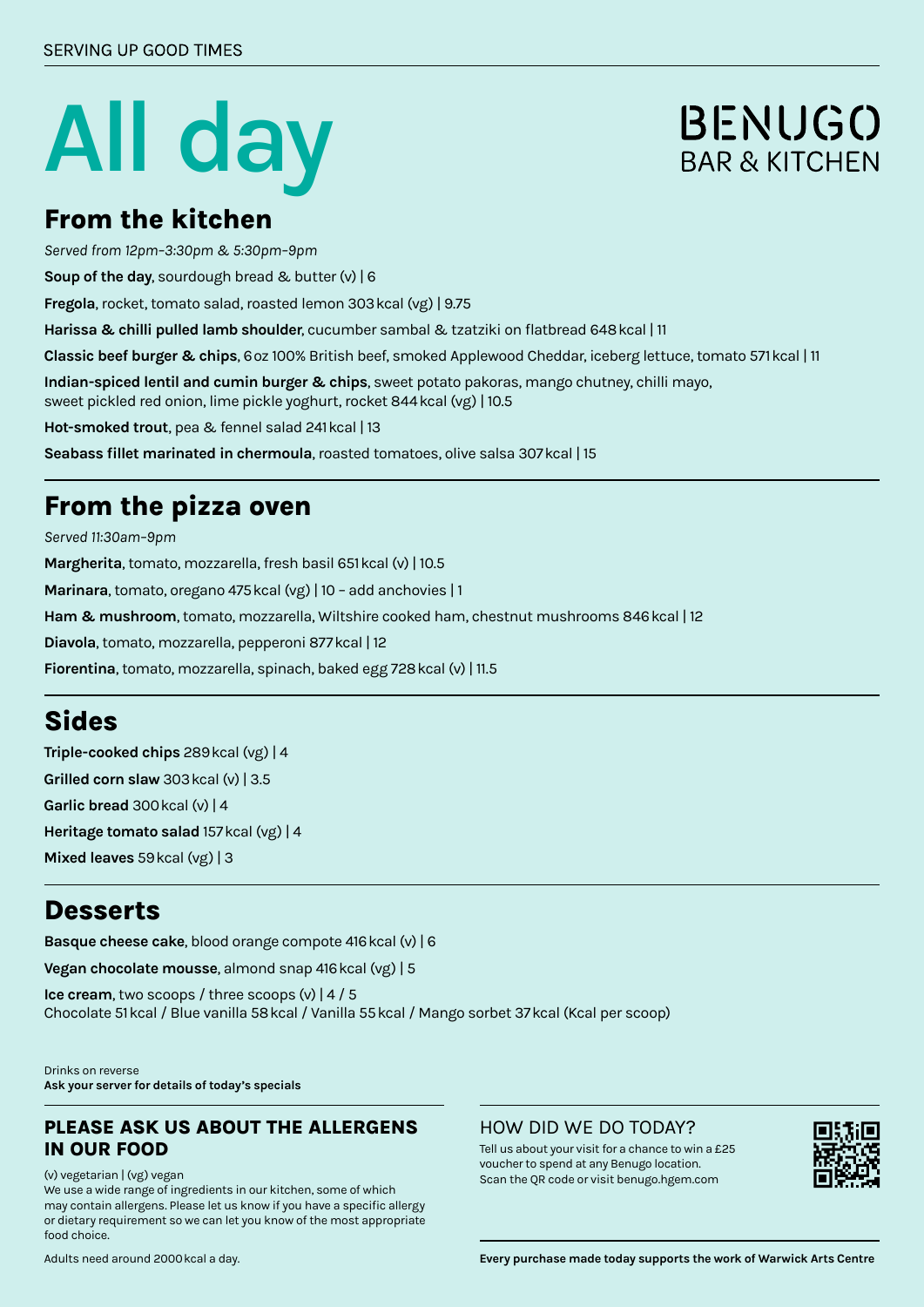SERVING UP GOOD TIMES

# All day

BENUGO
BAR & KITCHEN

## From the kitchen

*Served from 12pm–3:30pm & 5:30pm–9pm*

**Soup of the day**, sourdough bread & butter (v) | 6

**Fregola**, rocket, tomato salad, roasted lemon 303 kcal (vg) | 9.75

**Harissa & chilli pulled lamb shoulder**, cucumber sambal & tzatziki on flatbread 648 kcal | 11

**Classic beef burger & chips**, 6 oz 100% British beef, smoked Applewood Cheddar, iceberg lettuce, tomato 571 kcal | 11

**Indian-spiced lentil and cumin burger & chips**, sweet potato pakoras, mango chutney, chilli mayo, sweet pickled red onion, lime pickle yoghurt, rocket 844 kcal (vg) | 10.5

**Hot-smoked trout**, pea & fennel salad 241 kcal | 13

**Seabass fillet marinated in chermoula**, roasted tomatoes, olive salsa 307 kcal | 15

## From the pizza oven

*Served 11:30am–9pm*

**Margherita**, tomato, mozzarella, fresh basil 651 kcal (v) | 10.5

**Marinara**, tomato, oregano 475 kcal (vg) | 10 – add anchovies | 1

**Ham & mushroom**, tomato, mozzarella, Wiltshire cooked ham, chestnut mushrooms 846 kcal | 12

**Diavola**, tomato, mozzarella, pepperoni 877 kcal | 12

**Fiorentina**, tomato, mozzarella, spinach, baked egg 728 kcal (v) | 11.5

## Sides

**Triple-cooked chips** 289 kcal (vg) | 4

**Grilled corn slaw** 303 kcal (v) | 3.5

**Garlic bread** 300 kcal (v) | 4

**Heritage tomato salad** 157 kcal (vg) | 4

**Mixed leaves** 59 kcal (vg) | 3

## Desserts

**Basque cheese cake**, blood orange compote 416 kcal (v) | 6

**Vegan chocolate mousse**, almond snap 416 kcal (vg) | 5

**Ice cream**, two scoops / three scoops (v) | 4 / 5
Chocolate 51 kcal / Blue vanilla 58 kcal / Vanilla 55 kcal / Mango sorbet 37 kcal (Kcal per scoop)

Drinks on reverse
**Ask your server for details of today's specials**

### PLEASE ASK US ABOUT THE ALLERGENS IN OUR FOOD

(v) vegetarian | (vg) vegan
We use a wide range of ingredients in our kitchen, some of which may contain allergens. Please let us know if you have a specific allergy or dietary requirement so we can let you know of the most appropriate food choice.

Adults need around 2000 kcal a day.

### HOW DID WE DO TODAY?

Tell us about your visit for a chance to win a £25 voucher to spend at any Benugo location. Scan the QR code or visit benugo.hgem.com

**Every purchase made today supports the work of Warwick Arts Centre**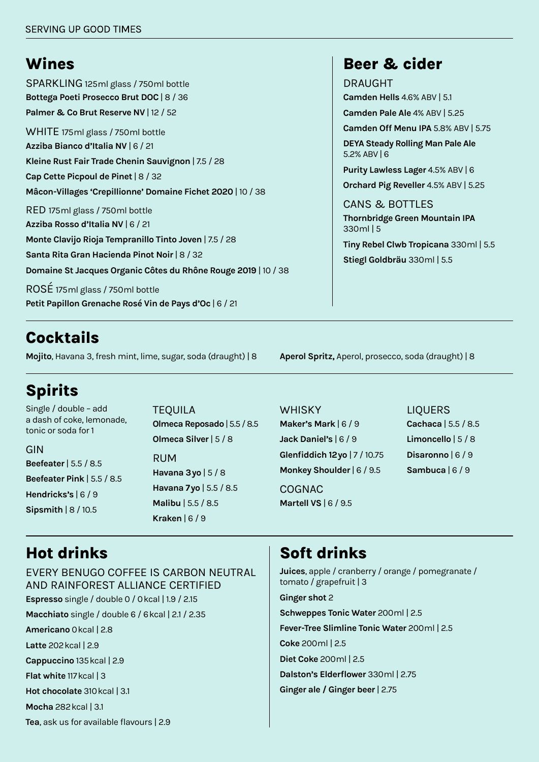SERVING UP GOOD TIMES

## Wines

SPARKLING 125ml glass / 750ml bottle

**Bottega Poeti Prosecco Brut DOC** | 8 / 36

**Palmer & Co Brut Reserve NV** | 12 / 52

WHITE 175ml glass / 750ml bottle

**Azziba Bianco d'Italia NV** | 6 / 21

**Kleine Rust Fair Trade Chenin Sauvignon** | 7.5 / 28

**Cap Cette Picpoul de Pinet** | 8 / 32

**Mâcon-Villages 'Crepillionne' Domaine Fichet 2020** | 10 / 38

RED 175ml glass / 750ml bottle

**Azziba Rosso d'Italia NV** | 6 / 21

**Monte Clavijo Rioja Tempranillo Tinto Joven** | 7.5 / 28

**Santa Rita Gran Hacienda Pinot Noir** | 8 / 32

**Domaine St Jacques Organic Côtes du Rhône Rouge 2019** | 10 / 38

ROSÉ 175ml glass / 750ml bottle

**Petit Papillon Grenache Rosé Vin de Pays d'Oc** | 6 / 21

## Beer & cider

DRAUGHT

**Camden Hells** 4.6% ABV | 5.1

**Camden Pale Ale** 4% ABV | 5.25

**Camden Off Menu IPA** 5.8% ABV | 5.75

**DEYA Steady Rolling Man Pale Ale** 5.2% ABV | 6

**Purity Lawless Lager** 4.5% ABV | 6

**Orchard Pig Reveller** 4.5% ABV | 5.25

CANS & BOTTLES

**Thornbridge Green Mountain IPA** 330ml | 5

**Tiny Rebel Clwb Tropicana** 330ml | 5.5

**Stiegl Goldbräu** 330ml | 5.5

## Cocktails

**Mojito**, Havana 3, fresh mint, lime, sugar, soda (draught) | 8

**Aperol Spritz,** Aperol, prosecco, soda (draught) | 8

## Spirits

Single / double – add a dash of coke, lemonade, tonic or soda for 1

GIN

**Beefeater** | 5.5 / 8.5

**Beefeater Pink** | 5.5 / 8.5

**Hendricks's** | 6 / 9

**Sipsmith** | 8 / 10.5

TEQUILA

**Olmeca Reposado** | 5.5 / 8.5

**Olmeca Silver** | 5 / 8

RUM

**Havana 3 yo** | 5 / 8

**Havana 7 yo** | 5.5 / 8.5

**Malibu** | 5.5 / 8.5

**Kraken** | 6 / 9

WHISKY

**Maker's Mark** | 6 / 9

**Jack Daniel's** | 6 / 9

**Glenfiddich 12 yo** | 7 / 10.75

**Monkey Shoulder** | 6 / 9.5

COGNAC

**Martell VS** | 6 / 9.5

LIQUERS

**Cachaca** | 5.5 / 8.5

**Limoncello** | 5 / 8

**Disaronno** | 6 / 9

**Sambuca** | 6 / 9

## Hot drinks

EVERY BENUGO COFFEE IS CARBON NEUTRAL AND RAINFOREST ALLIANCE CERTIFIED

**Espresso** single / double 0 / 0 kcal | 1.9 / 2.15

**Macchiato** single / double 6 / 6 kcal | 2.1 / 2.35

**Americano** 0 kcal | 2.8

**Latte** 202 kcal | 2.9

**Cappuccino** 135 kcal | 2.9

**Flat white** 117 kcal | 3

**Hot chocolate** 310 kcal | 3.1

**Mocha** 282 kcal | 3.1

**Tea**, ask us for available flavours | 2.9

## Soft drinks

**Juices**, apple / cranberry / orange / pomegranate / tomato / grapefruit | 3

**Ginger shot** 2

**Schweppes Tonic Water** 200ml | 2.5

**Fever-Tree Slimline Tonic Water** 200ml | 2.5

**Coke** 200ml | 2.5

**Diet Coke** 200ml | 2.5

**Dalston's Elderflower** 330ml | 2.75

**Ginger ale / Ginger beer** | 2.75